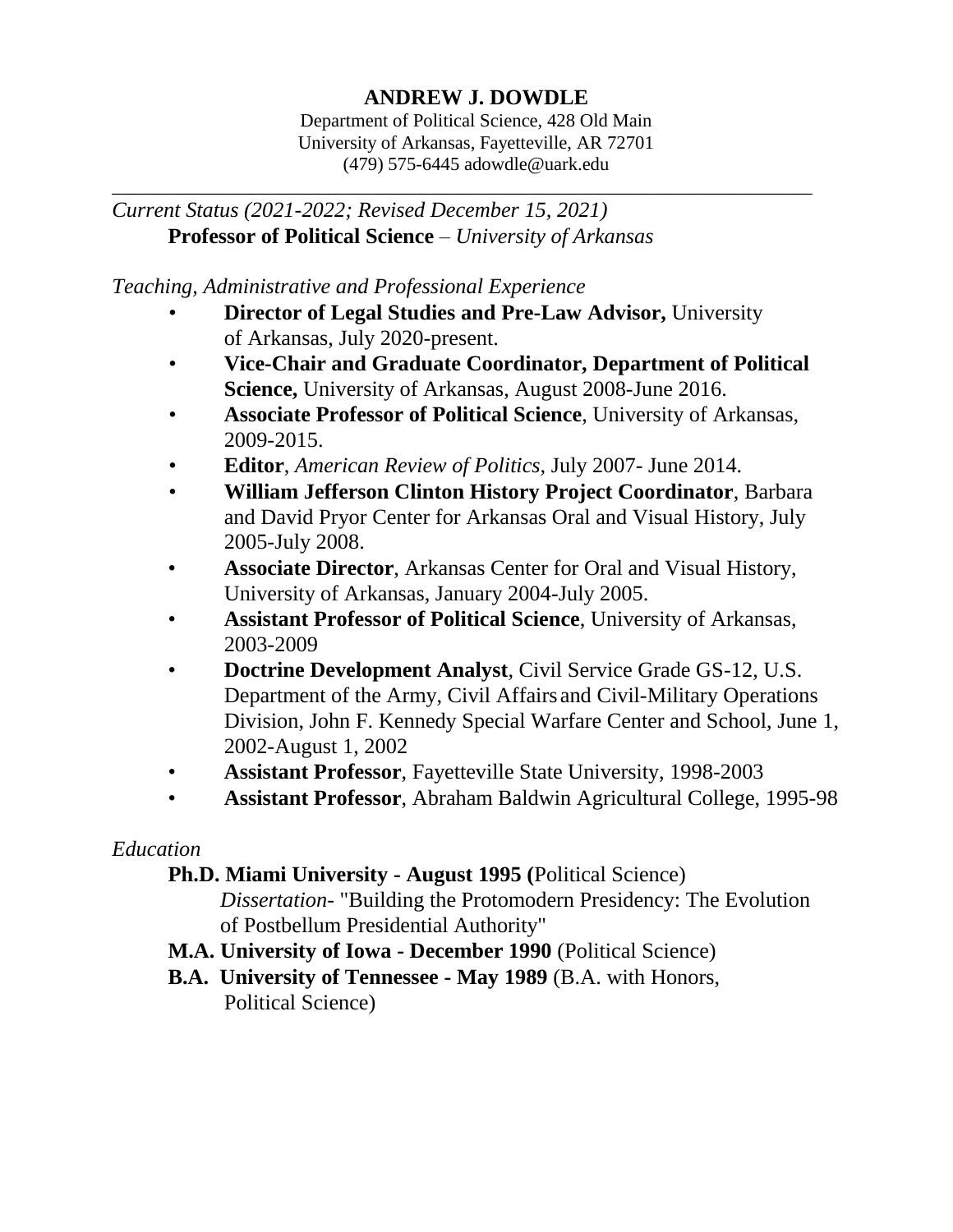# ANDREW J. DOWDLE

Department of Political Science, 428 Old Main
University of Arkansas, Fayetteville, AR 72701
(479) 575-6445 adowdle@uark.edu

---

*Current Status (2021-2022; Revised December 15, 2021)*

**Professor of Political Science** – *University of Arkansas*

*Teaching, Administrative and Professional Experience*

- **Director of Legal Studies and Pre-Law Advisor,** University of Arkansas, July 2020-present.
- **Vice-Chair and Graduate Coordinator, Department of Political Science,** University of Arkansas, August 2008-June 2016.
- **Associate Professor of Political Science**, University of Arkansas, 2009-2015.
- **Editor**, *American Review of Politics,* July 2007- June 2014.
- **William Jefferson Clinton History Project Coordinator**, Barbara and David Pryor Center for Arkansas Oral and Visual History, July 2005-July 2008.
- **Associate Director**, Arkansas Center for Oral and Visual History, University of Arkansas, January 2004-July 2005.
- **Assistant Professor of Political Science**, University of Arkansas, 2003-2009
- **Doctrine Development Analyst**, Civil Service Grade GS-12, U.S. Department of the Army, Civil Affairs and Civil-Military Operations Division, John F. Kennedy Special Warfare Center and School, June 1, 2002-August 1, 2002
- **Assistant Professor**, Fayetteville State University, 1998-2003
- **Assistant Professor**, Abraham Baldwin Agricultural College, 1995-98

*Education*

**Ph.D. Miami University - August 1995 (**Political Science)
*Dissertation*- "Building the Protomodern Presidency: The Evolution of Postbellum Presidential Authority"

**M.A. University of Iowa - December 1990** (Political Science)

**B.A. University of Tennessee - May 1989** (B.A. with Honors, Political Science)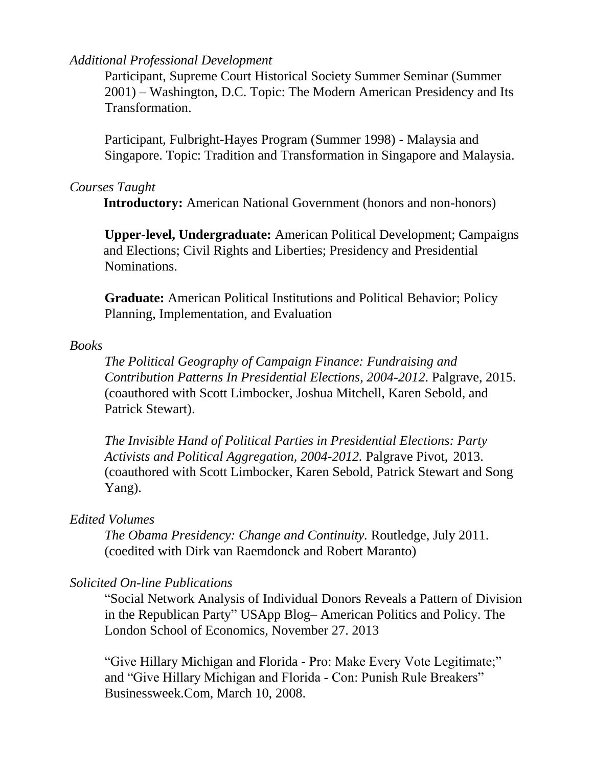*Additional Professional Development*

Participant, Supreme Court Historical Society Summer Seminar (Summer 2001) – Washington, D.C. Topic: The Modern American Presidency and Its Transformation.

Participant, Fulbright-Hayes Program (Summer 1998) - Malaysia and Singapore. Topic: Tradition and Transformation in Singapore and Malaysia.

*Courses Taught*

**Introductory:** American National Government (honors and non-honors)

**Upper-level, Undergraduate:** American Political Development; Campaigns and Elections; Civil Rights and Liberties; Presidency and Presidential Nominations.

**Graduate:** American Political Institutions and Political Behavior; Policy Planning, Implementation, and Evaluation

*Books*

*The Political Geography of Campaign Finance: Fundraising and Contribution Patterns In Presidential Elections, 2004-2012*. Palgrave, 2015. (coauthored with Scott Limbocker, Joshua Mitchell, Karen Sebold, and Patrick Stewart).

*The Invisible Hand of Political Parties in Presidential Elections: Party Activists and Political Aggregation, 2004-2012.* Palgrave Pivot, 2013. (coauthored with Scott Limbocker, Karen Sebold, Patrick Stewart and Song Yang).

*Edited Volumes*

*The Obama Presidency: Change and Continuity.* Routledge, July 2011. (coedited with Dirk van Raemdonck and Robert Maranto)

*Solicited On-line Publications*

"Social Network Analysis of Individual Donors Reveals a Pattern of Division in the Republican Party" USApp Blog– American Politics and Policy. The London School of Economics, November 27. 2013

"Give Hillary Michigan and Florida - Pro: Make Every Vote Legitimate;" and "Give Hillary Michigan and Florida - Con: Punish Rule Breakers" Businessweek.Com, March 10, 2008.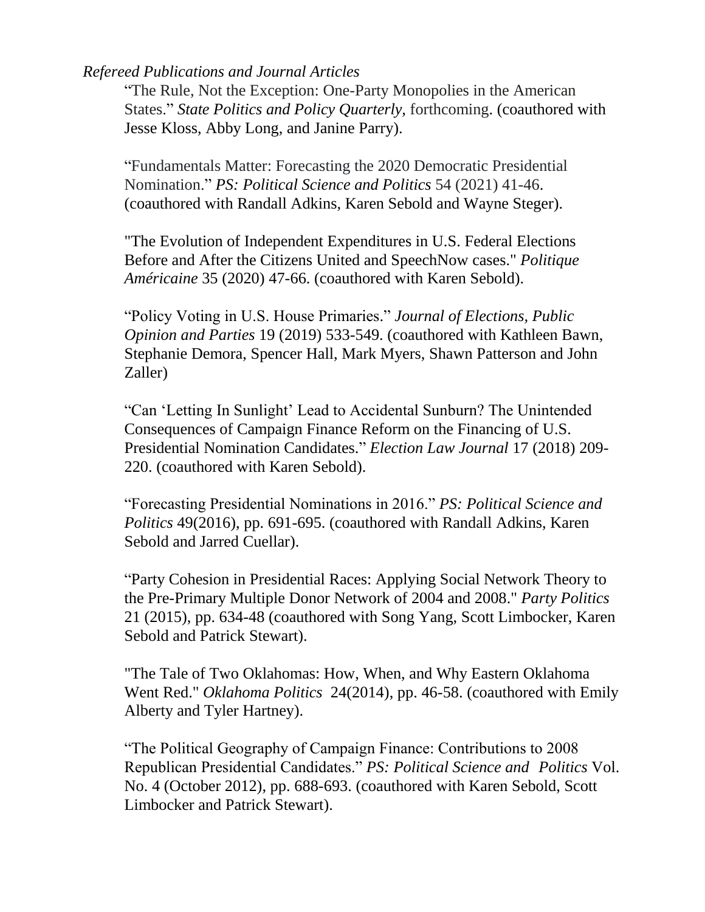*Refereed Publications and Journal Articles*

"The Rule, Not the Exception: One-Party Monopolies in the American States." *State Politics and Policy Quarterly,* forthcoming. (coauthored with Jesse Kloss, Abby Long, and Janine Parry).

"Fundamentals Matter: Forecasting the 2020 Democratic Presidential Nomination." *PS: Political Science and Politics* 54 (2021) 41-46. (coauthored with Randall Adkins, Karen Sebold and Wayne Steger).

"The Evolution of Independent Expenditures in U.S. Federal Elections Before and After the Citizens United and SpeechNow cases." *Politique Américaine* 35 (2020) 47-66. (coauthored with Karen Sebold).

"Policy Voting in U.S. House Primaries." *Journal of Elections, Public Opinion and Parties* 19 (2019) 533-549. (coauthored with Kathleen Bawn, Stephanie Demora, Spencer Hall, Mark Myers, Shawn Patterson and John Zaller)

"Can 'Letting In Sunlight' Lead to Accidental Sunburn? The Unintended Consequences of Campaign Finance Reform on the Financing of U.S. Presidential Nomination Candidates." *Election Law Journal* 17 (2018) 209-220. (coauthored with Karen Sebold).

"Forecasting Presidential Nominations in 2016." *PS: Political Science and Politics* 49(2016), pp. 691-695. (coauthored with Randall Adkins, Karen Sebold and Jarred Cuellar).

"Party Cohesion in Presidential Races: Applying Social Network Theory to the Pre-Primary Multiple Donor Network of 2004 and 2008." *Party Politics* 21 (2015), pp. 634-48 (coauthored with Song Yang, Scott Limbocker, Karen Sebold and Patrick Stewart).

"The Tale of Two Oklahomas: How, When, and Why Eastern Oklahoma Went Red." *Oklahoma Politics* 24(2014), pp. 46-58. (coauthored with Emily Alberty and Tyler Hartney).

"The Political Geography of Campaign Finance: Contributions to 2008 Republican Presidential Candidates." *PS: Political Science and Politics* Vol. No. 4 (October 2012), pp. 688-693. (coauthored with Karen Sebold, Scott Limbocker and Patrick Stewart).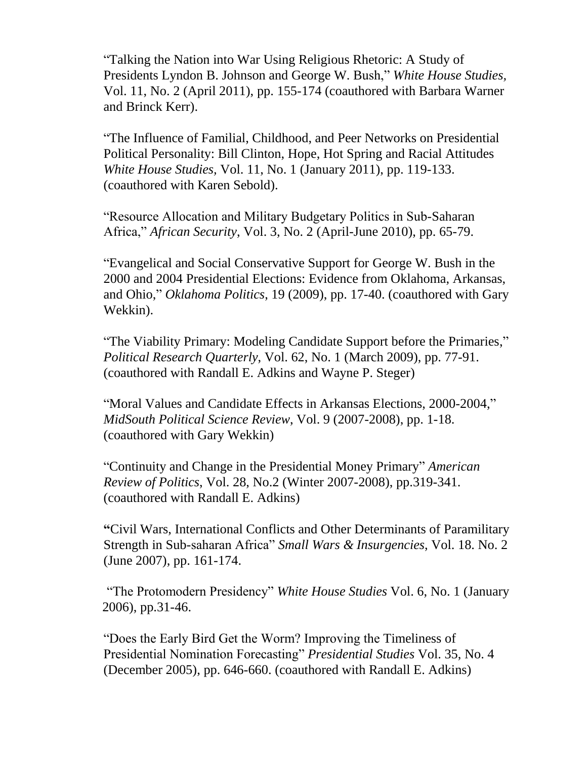"Talking the Nation into War Using Religious Rhetoric: A Study of Presidents Lyndon B. Johnson and George W. Bush," *White House Studies*, Vol. 11, No. 2 (April 2011), pp. 155-174 (coauthored with Barbara Warner and Brinck Kerr).

"The Influence of Familial, Childhood, and Peer Networks on Presidential Political Personality: Bill Clinton, Hope, Hot Spring and Racial Attitudes *White House Studies*, Vol. 11, No. 1 (January 2011), pp. 119-133. (coauthored with Karen Sebold).

"Resource Allocation and Military Budgetary Politics in Sub-Saharan Africa," *African Security*, Vol. 3, No. 2 (April-June 2010), pp. 65-79.

"Evangelical and Social Conservative Support for George W. Bush in the 2000 and 2004 Presidential Elections: Evidence from Oklahoma, Arkansas, and Ohio," *Oklahoma Politics*, 19 (2009), pp. 17-40. (coauthored with Gary Wekkin).

"The Viability Primary: Modeling Candidate Support before the Primaries," *Political Research Quarterly*, Vol. 62, No. 1 (March 2009), pp. 77-91. (coauthored with Randall E. Adkins and Wayne P. Steger)

"Moral Values and Candidate Effects in Arkansas Elections, 2000-2004," *MidSouth Political Science Review*, Vol. 9 (2007-2008), pp. 1-18. (coauthored with Gary Wekkin)

"Continuity and Change in the Presidential Money Primary" *American Review of Politics*, Vol. 28, No.2 (Winter 2007-2008), pp.319-341. (coauthored with Randall E. Adkins)

**"**Civil Wars, International Conflicts and Other Determinants of Paramilitary Strength in Sub-saharan Africa" *Small Wars & Insurgencies*, Vol. 18. No. 2 (June 2007), pp. 161-174.

"The Protomodern Presidency" *White House Studies* Vol. 6, No. 1 (January 2006), pp.31-46.

"Does the Early Bird Get the Worm? Improving the Timeliness of Presidential Nomination Forecasting" *Presidential Studies* Vol. 35, No. 4 (December 2005), pp. 646-660. (coauthored with Randall E. Adkins)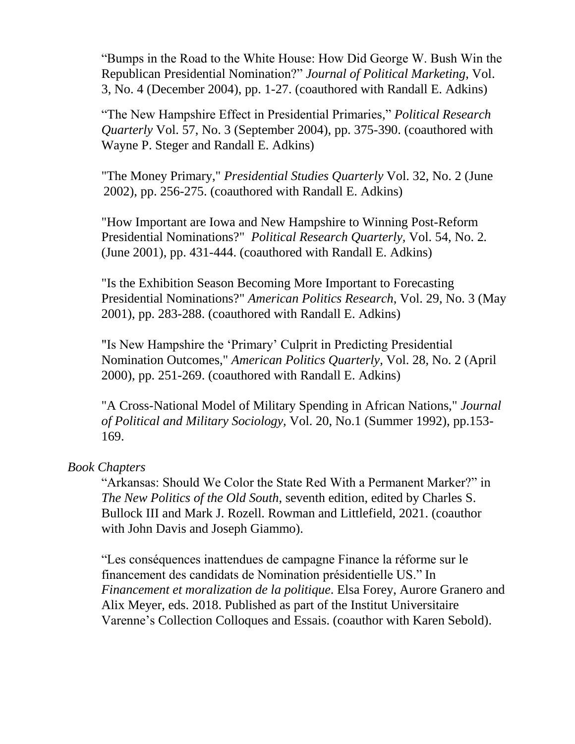"Bumps in the Road to the White House: How Did George W. Bush Win the Republican Presidential Nomination?" *Journal of Political Marketing*, Vol. 3, No. 4 (December 2004), pp. 1-27. (coauthored with Randall E. Adkins)

"The New Hampshire Effect in Presidential Primaries," *Political Research Quarterly* Vol. 57, No. 3 (September 2004), pp. 375-390. (coauthored with Wayne P. Steger and Randall E. Adkins)

"The Money Primary," *Presidential Studies Quarterly* Vol. 32, No. 2 (June 2002), pp. 256-275. (coauthored with Randall E. Adkins)

"How Important are Iowa and New Hampshire to Winning Post-Reform Presidential Nominations?" *Political Research Quarterly*, Vol. 54, No. 2. (June 2001), pp. 431-444. (coauthored with Randall E. Adkins)

"Is the Exhibition Season Becoming More Important to Forecasting Presidential Nominations?" *American Politics Research*, Vol. 29, No. 3 (May 2001), pp. 283-288. (coauthored with Randall E. Adkins)

"Is New Hampshire the 'Primary' Culprit in Predicting Presidential Nomination Outcomes," *American Politics Quarterly*, Vol. 28, No. 2 (April 2000), pp. 251-269. (coauthored with Randall E. Adkins)

"A Cross-National Model of Military Spending in African Nations," *Journal of Political and Military Sociology,* Vol. 20, No.1 (Summer 1992), pp.153-169.

*Book Chapters*

"Arkansas: Should We Color the State Red With a Permanent Marker?" in *The New Politics of the Old South*, seventh edition, edited by Charles S. Bullock III and Mark J. Rozell. Rowman and Littlefield, 2021. (coauthor with John Davis and Joseph Giammo).

"Les conséquences inattendues de campagne Finance la réforme sur le financement des candidats de Nomination présidentielle US." In *Financement et moralization de la politique*. Elsa Forey, Aurore Granero and Alix Meyer, eds. 2018. Published as part of the Institut Universitaire Varenne's Collection Colloques and Essais. (coauthor with Karen Sebold).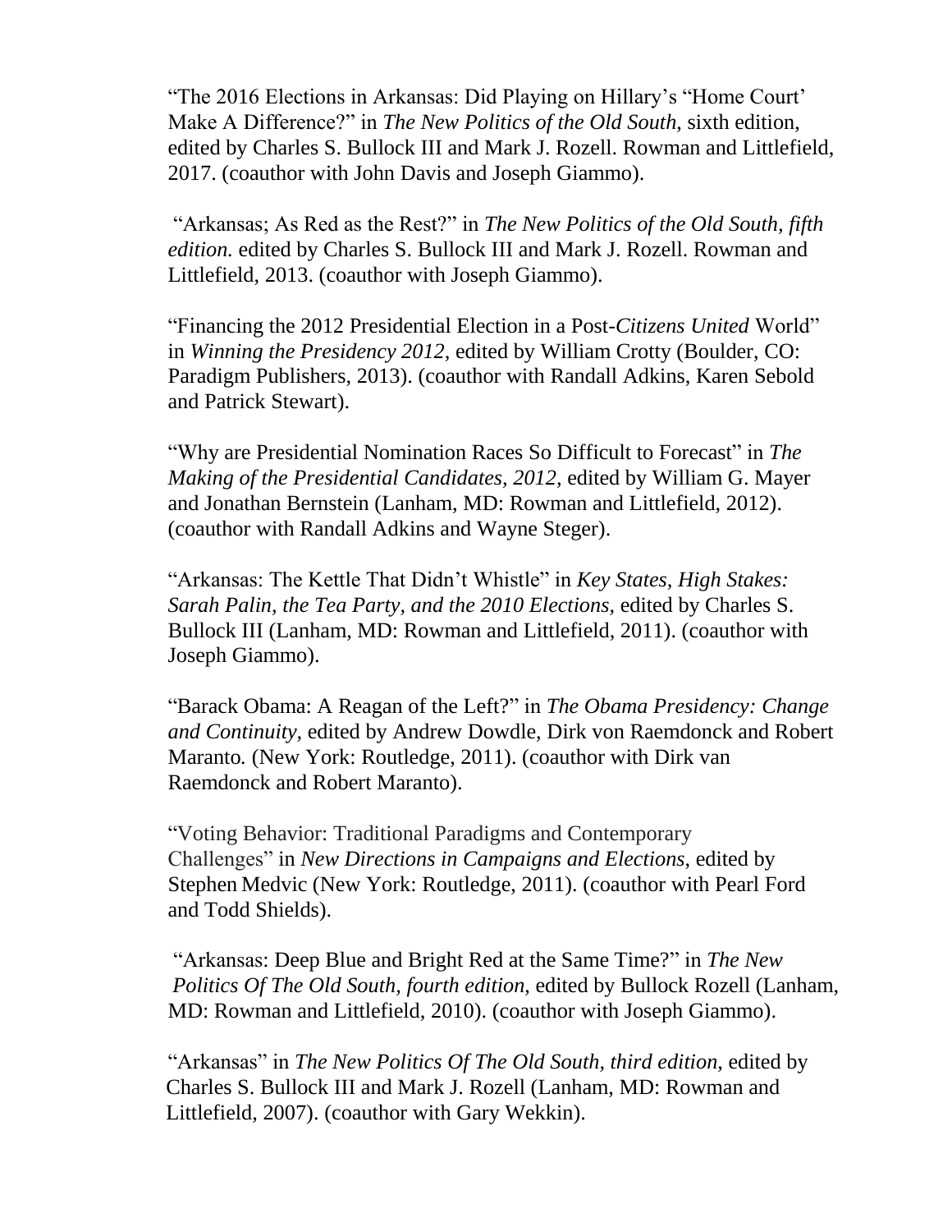"The 2016 Elections in Arkansas: Did Playing on Hillary's "Home Court' Make A Difference?" in *The New Politics of the Old South*, sixth edition, edited by Charles S. Bullock III and Mark J. Rozell. Rowman and Littlefield, 2017. (coauthor with John Davis and Joseph Giammo).

"Arkansas; As Red as the Rest?" in *The New Politics of the Old South, fifth edition.* edited by Charles S. Bullock III and Mark J. Rozell. Rowman and Littlefield, 2013. (coauthor with Joseph Giammo).

"Financing the 2012 Presidential Election in a Post-*Citizens United* World" in *Winning the Presidency 2012*, edited by William Crotty (Boulder, CO: Paradigm Publishers, 2013). (coauthor with Randall Adkins, Karen Sebold and Patrick Stewart).

"Why are Presidential Nomination Races So Difficult to Forecast" in *The Making of the Presidential Candidates, 2012*, edited by William G. Mayer and Jonathan Bernstein (Lanham, MD: Rowman and Littlefield, 2012). (coauthor with Randall Adkins and Wayne Steger).

"Arkansas: The Kettle That Didn't Whistle" in *Key States, High Stakes: Sarah Palin, the Tea Party, and the 2010 Elections*, edited by Charles S. Bullock III (Lanham, MD: Rowman and Littlefield, 2011). (coauthor with Joseph Giammo).

"Barack Obama: A Reagan of the Left?" in *The Obama Presidency: Change and Continuity*, edited by Andrew Dowdle, Dirk von Raemdonck and Robert Maranto. (New York: Routledge, 2011). (coauthor with Dirk van Raemdonck and Robert Maranto).

"Voting Behavior: Traditional Paradigms and Contemporary Challenges" in *New Directions in Campaigns and Elections*, edited by Stephen Medvic (New York: Routledge, 2011). (coauthor with Pearl Ford and Todd Shields).

"Arkansas: Deep Blue and Bright Red at the Same Time?" in *The New Politics Of The Old South, fourth edition*, edited by Bullock Rozell (Lanham, MD: Rowman and Littlefield, 2010). (coauthor with Joseph Giammo).

"Arkansas" in *The New Politics Of The Old South, third edition*, edited by Charles S. Bullock III and Mark J. Rozell (Lanham, MD: Rowman and Littlefield, 2007). (coauthor with Gary Wekkin).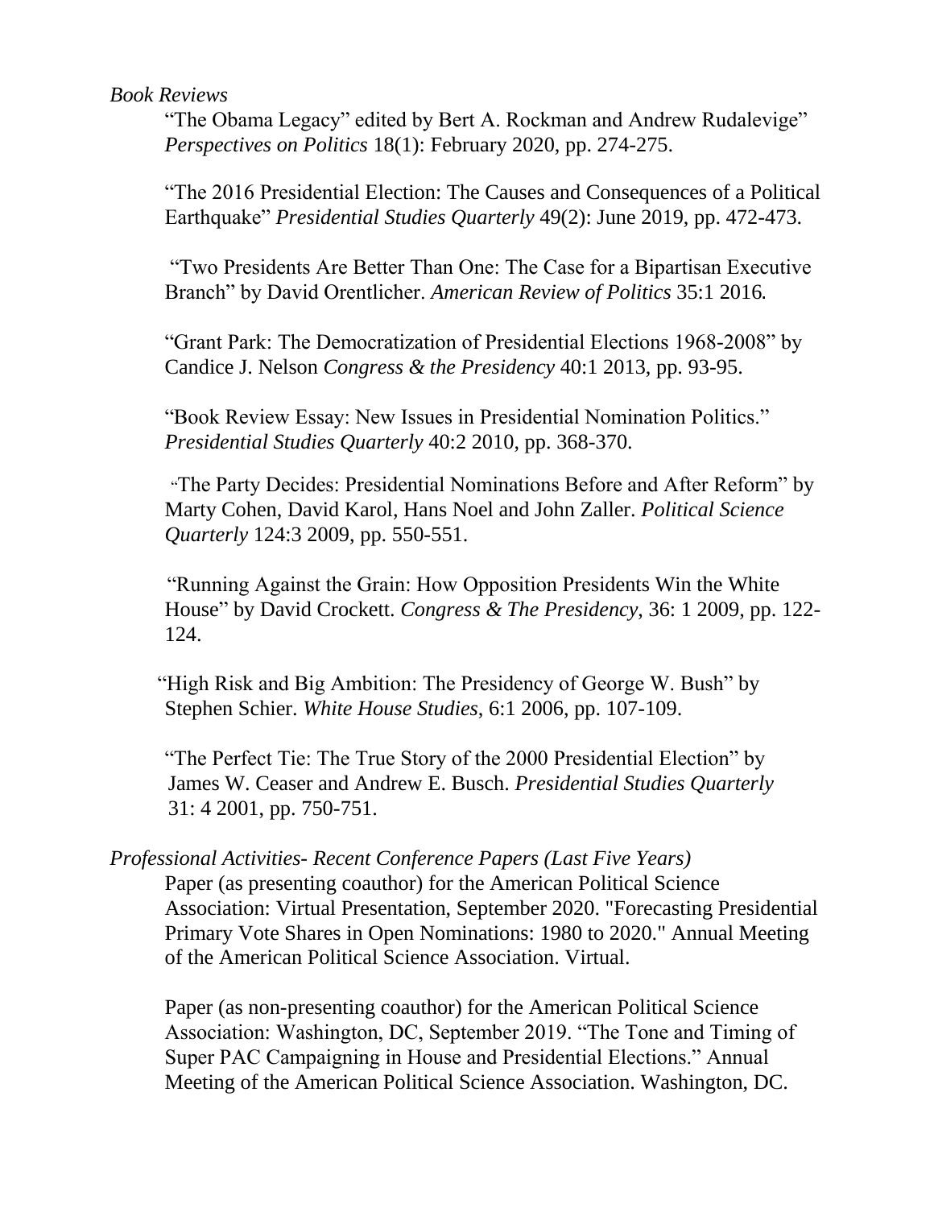*Book Reviews*

"The Obama Legacy" edited by Bert A. Rockman and Andrew Rudalevige" *Perspectives on Politics* 18(1): February 2020, pp. 274-275.

"The 2016 Presidential Election: The Causes and Consequences of a Political Earthquake" *Presidential Studies Quarterly* 49(2): June 2019, pp. 472-473.

"Two Presidents Are Better Than One: The Case for a Bipartisan Executive Branch" by David Orentlicher. *American Review of Politics* 35:1 2016.

"Grant Park: The Democratization of Presidential Elections 1968-2008" by Candice J. Nelson *Congress & the Presidency* 40:1 2013, pp. 93-95.

"Book Review Essay: New Issues in Presidential Nomination Politics." *Presidential Studies Quarterly* 40:2 2010, pp. 368-370.

"The Party Decides: Presidential Nominations Before and After Reform" by Marty Cohen, David Karol, Hans Noel and John Zaller. *Political Science Quarterly* 124:3 2009, pp. 550-551.

"Running Against the Grain: How Opposition Presidents Win the White House" by David Crockett. *Congress & The Presidency*, 36: 1 2009, pp. 122-124.

"High Risk and Big Ambition: The Presidency of George W. Bush" by Stephen Schier. *White House Studies*, 6:1 2006, pp. 107-109.

"The Perfect Tie: The True Story of the 2000 Presidential Election" by James W. Ceaser and Andrew E. Busch. *Presidential Studies Quarterly* 31: 4 2001, pp. 750-751.

*Professional Activities- Recent Conference Papers (Last Five Years)*

Paper (as presenting coauthor) for the American Political Science Association: Virtual Presentation, September 2020. "Forecasting Presidential Primary Vote Shares in Open Nominations: 1980 to 2020." Annual Meeting of the American Political Science Association. Virtual.

Paper (as non-presenting coauthor) for the American Political Science Association: Washington, DC, September 2019. "The Tone and Timing of Super PAC Campaigning in House and Presidential Elections." Annual Meeting of the American Political Science Association. Washington, DC.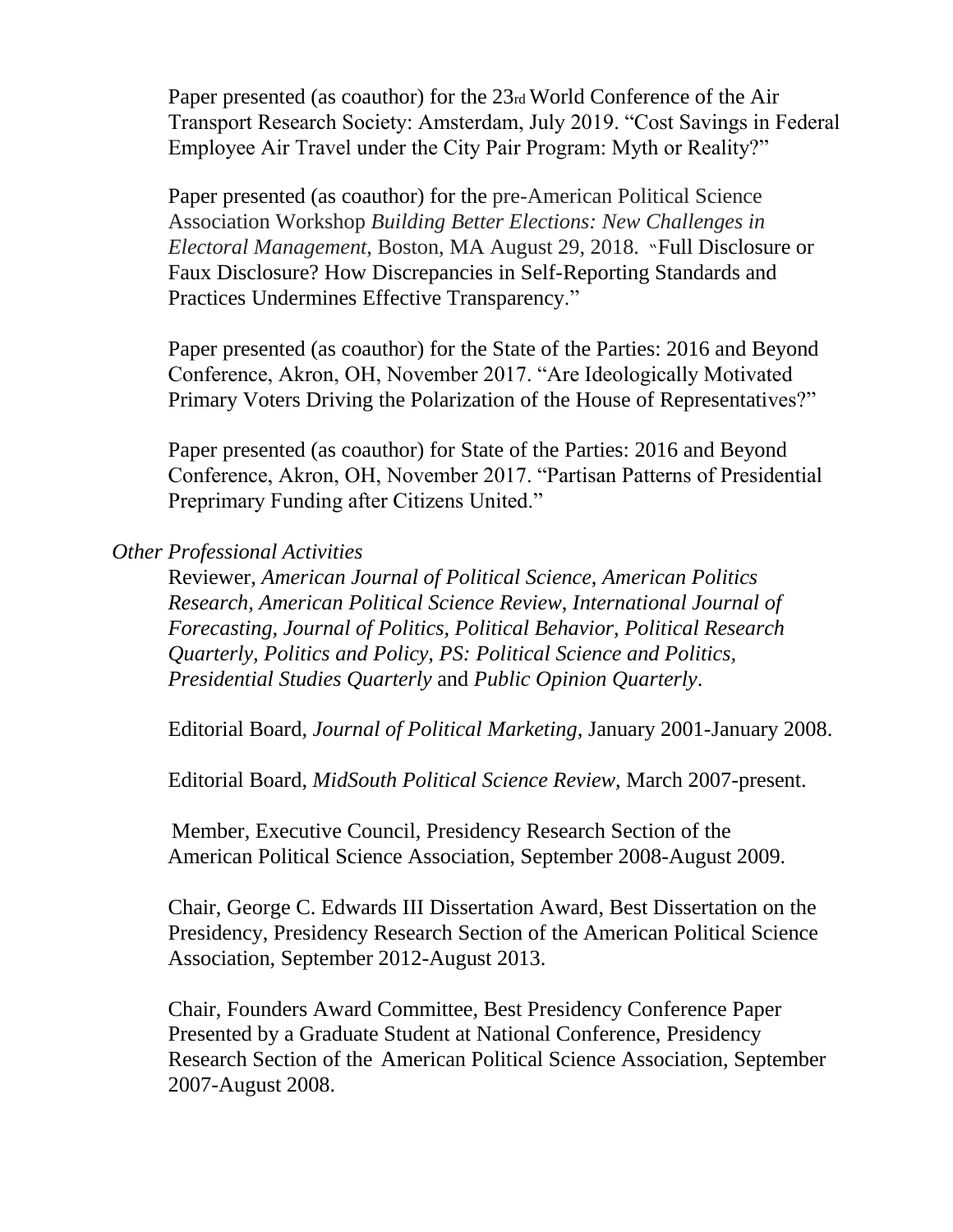Paper presented (as coauthor) for the 23rd World Conference of the Air Transport Research Society: Amsterdam, July 2019. "Cost Savings in Federal Employee Air Travel under the City Pair Program: Myth or Reality?"

Paper presented (as coauthor) for the pre-American Political Science Association Workshop *Building Better Elections: New Challenges in Electoral Management*, Boston, MA August 29, 2018. "Full Disclosure or Faux Disclosure? How Discrepancies in Self-Reporting Standards and Practices Undermines Effective Transparency."

Paper presented (as coauthor) for the State of the Parties: 2016 and Beyond Conference, Akron, OH, November 2017. "Are Ideologically Motivated Primary Voters Driving the Polarization of the House of Representatives?"

Paper presented (as coauthor) for State of the Parties: 2016 and Beyond Conference, Akron, OH, November 2017. "Partisan Patterns of Presidential Preprimary Funding after Citizens United."

*Other Professional Activities*

Reviewer, *American Journal of Political Science, American Politics Research, American Political Science Review, International Journal of Forecasting, Journal of Politics, Political Behavior, Political Research Quarterly, Politics and Policy, PS: Political Science and Politics, Presidential Studies Quarterly* and *Public Opinion Quarterly*.

Editorial Board, *Journal of Political Marketing,* January 2001-January 2008.

Editorial Board, *MidSouth Political Science Review,* March 2007-present.

Member, Executive Council, Presidency Research Section of the American Political Science Association, September 2008-August 2009.

Chair, George C. Edwards III Dissertation Award, Best Dissertation on the Presidency, Presidency Research Section of the American Political Science Association, September 2012-August 2013.

Chair, Founders Award Committee, Best Presidency Conference Paper Presented by a Graduate Student at National Conference, Presidency Research Section of the American Political Science Association, September 2007-August 2008.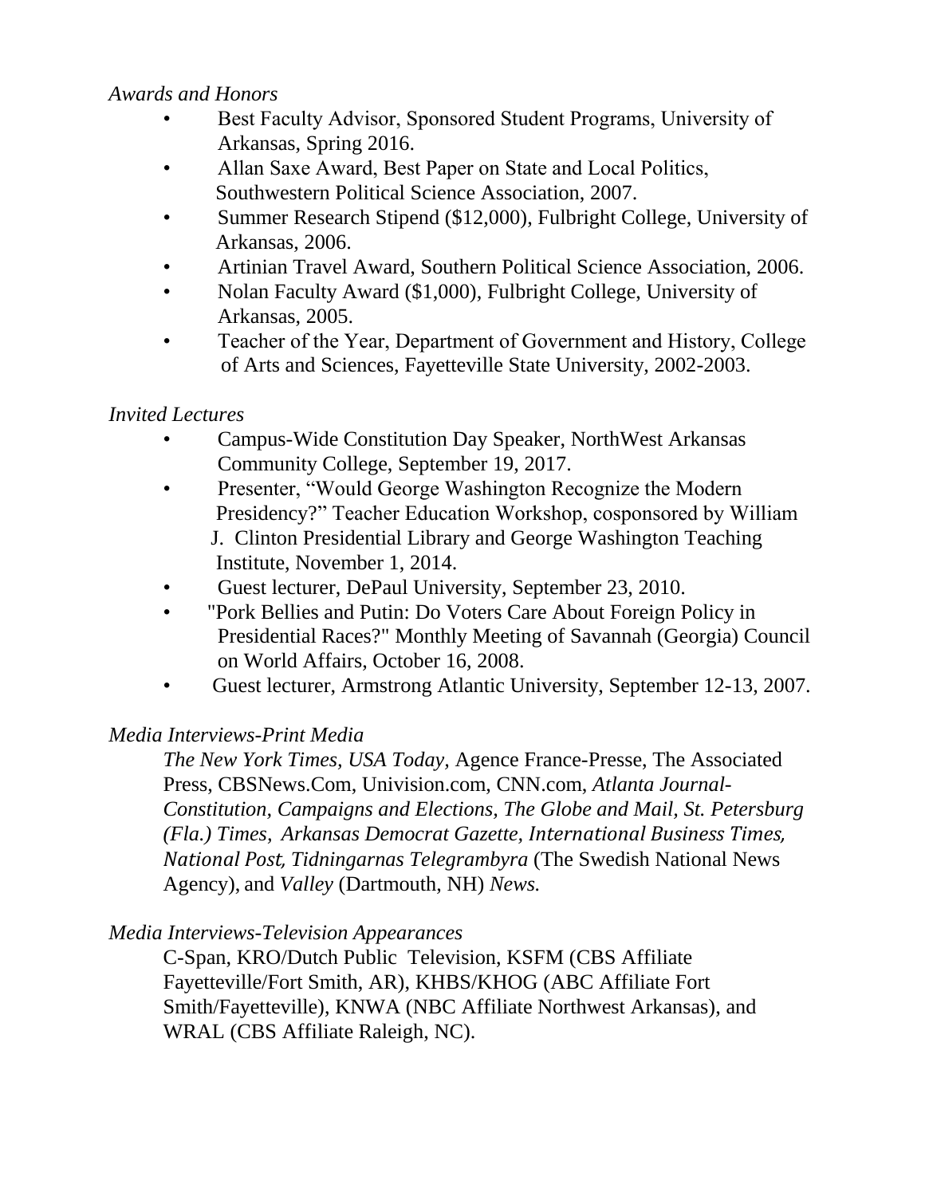*Awards and Honors*

- Best Faculty Advisor, Sponsored Student Programs, University of Arkansas, Spring 2016.
- Allan Saxe Award, Best Paper on State and Local Politics, Southwestern Political Science Association, 2007.
- Summer Research Stipend ($12,000), Fulbright College, University of Arkansas, 2006.
- Artinian Travel Award, Southern Political Science Association, 2006.
- Nolan Faculty Award ($1,000), Fulbright College, University of Arkansas, 2005.
- Teacher of the Year, Department of Government and History, College of Arts and Sciences, Fayetteville State University, 2002-2003.

*Invited Lectures*

- Campus-Wide Constitution Day Speaker, NorthWest Arkansas Community College, September 19, 2017.
- Presenter, "Would George Washington Recognize the Modern Presidency?" Teacher Education Workshop, cosponsored by William J. Clinton Presidential Library and George Washington Teaching Institute, November 1, 2014.
- Guest lecturer, DePaul University, September 23, 2010.
- "Pork Bellies and Putin: Do Voters Care About Foreign Policy in Presidential Races?" Monthly Meeting of Savannah (Georgia) Council on World Affairs, October 16, 2008.
- Guest lecturer, Armstrong Atlantic University, September 12-13, 2007.

*Media Interviews-Print Media*

*The New York Times, USA Today,* Agence France-Presse, The Associated Press, CBSNews.Com, Univision.com, CNN.com, *Atlanta Journal-Constitution, Campaigns and Elections, The Globe and Mail, St. Petersburg (Fla.) Times, Arkansas Democrat Gazette, International Business Times, National Post, Tidningarnas Telegrambyra* (The Swedish National News Agency), and *Valley* (Dartmouth, NH) *News.*

*Media Interviews-Television Appearances*

C-Span, KRO/Dutch Public Television, KSFM (CBS Affiliate Fayetteville/Fort Smith, AR), KHBS/KHOG (ABC Affiliate Fort Smith/Fayetteville), KNWA (NBC Affiliate Northwest Arkansas), and WRAL (CBS Affiliate Raleigh, NC).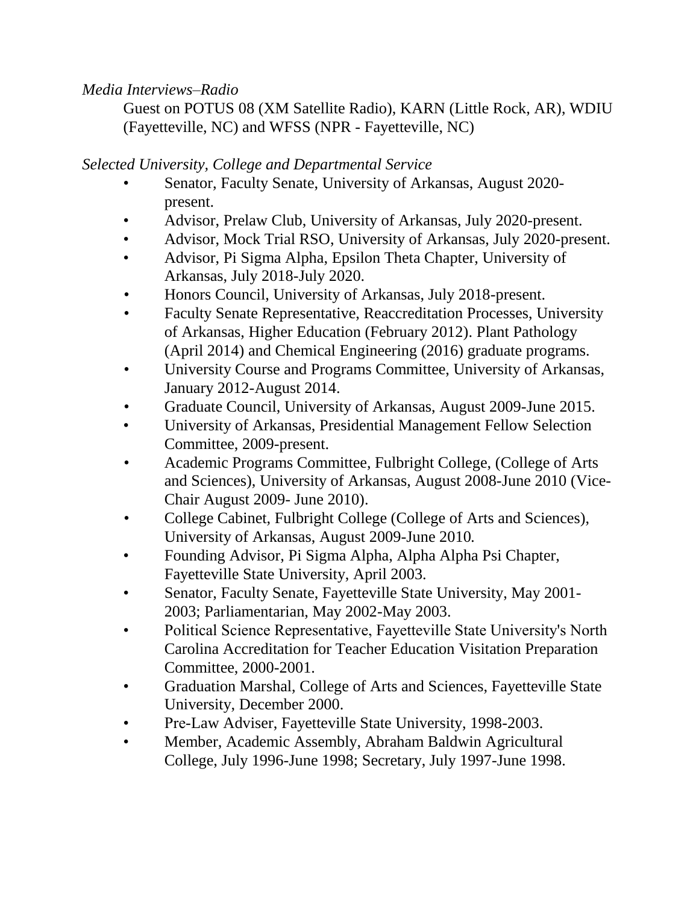*Media Interviews–Radio*

Guest on POTUS 08 (XM Satellite Radio), KARN (Little Rock, AR), WDIU (Fayetteville, NC) and WFSS (NPR - Fayetteville, NC)

*Selected University, College and Departmental Service*

- Senator, Faculty Senate, University of Arkansas, August 2020-present.
- Advisor, Prelaw Club, University of Arkansas, July 2020-present.
- Advisor, Mock Trial RSO, University of Arkansas, July 2020-present.
- Advisor, Pi Sigma Alpha, Epsilon Theta Chapter, University of Arkansas, July 2018-July 2020.
- Honors Council, University of Arkansas, July 2018-present.
- Faculty Senate Representative, Reaccreditation Processes, University of Arkansas, Higher Education (February 2012). Plant Pathology (April 2014) and Chemical Engineering (2016) graduate programs.
- University Course and Programs Committee, University of Arkansas, January 2012-August 2014.
- Graduate Council, University of Arkansas, August 2009-June 2015.
- University of Arkansas, Presidential Management Fellow Selection Committee, 2009-present.
- Academic Programs Committee, Fulbright College, (College of Arts and Sciences), University of Arkansas, August 2008-June 2010 (Vice-Chair August 2009- June 2010).
- College Cabinet, Fulbright College (College of Arts and Sciences), University of Arkansas, August 2009-June 2010.
- Founding Advisor, Pi Sigma Alpha, Alpha Alpha Psi Chapter, Fayetteville State University, April 2003.
- Senator, Faculty Senate, Fayetteville State University, May 2001-2003; Parliamentarian, May 2002-May 2003.
- Political Science Representative, Fayetteville State University's North Carolina Accreditation for Teacher Education Visitation Preparation Committee, 2000-2001.
- Graduation Marshal, College of Arts and Sciences, Fayetteville State University, December 2000.
- Pre-Law Adviser, Fayetteville State University, 1998-2003.
- Member, Academic Assembly, Abraham Baldwin Agricultural College, July 1996-June 1998; Secretary, July 1997-June 1998.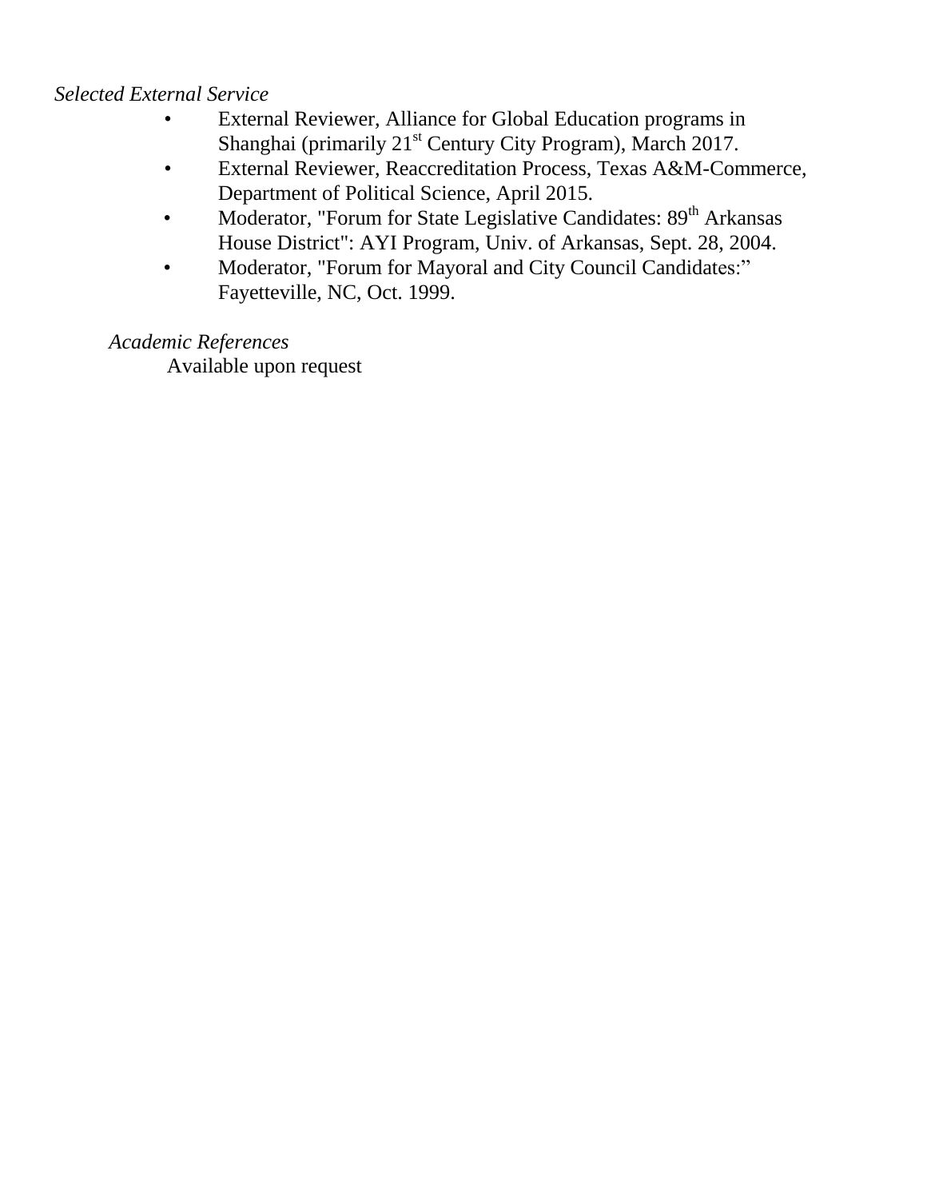*Selected External Service*

- External Reviewer, Alliance for Global Education programs in Shanghai (primarily 21st Century City Program), March 2017.
- External Reviewer, Reaccreditation Process, Texas A&M-Commerce, Department of Political Science, April 2015.
- Moderator, "Forum for State Legislative Candidates: 89th Arkansas House District": AYI Program, Univ. of Arkansas, Sept. 28, 2004.
- Moderator, "Forum for Mayoral and City Council Candidates:" Fayetteville, NC, Oct. 1999.

*Academic References*

Available upon request